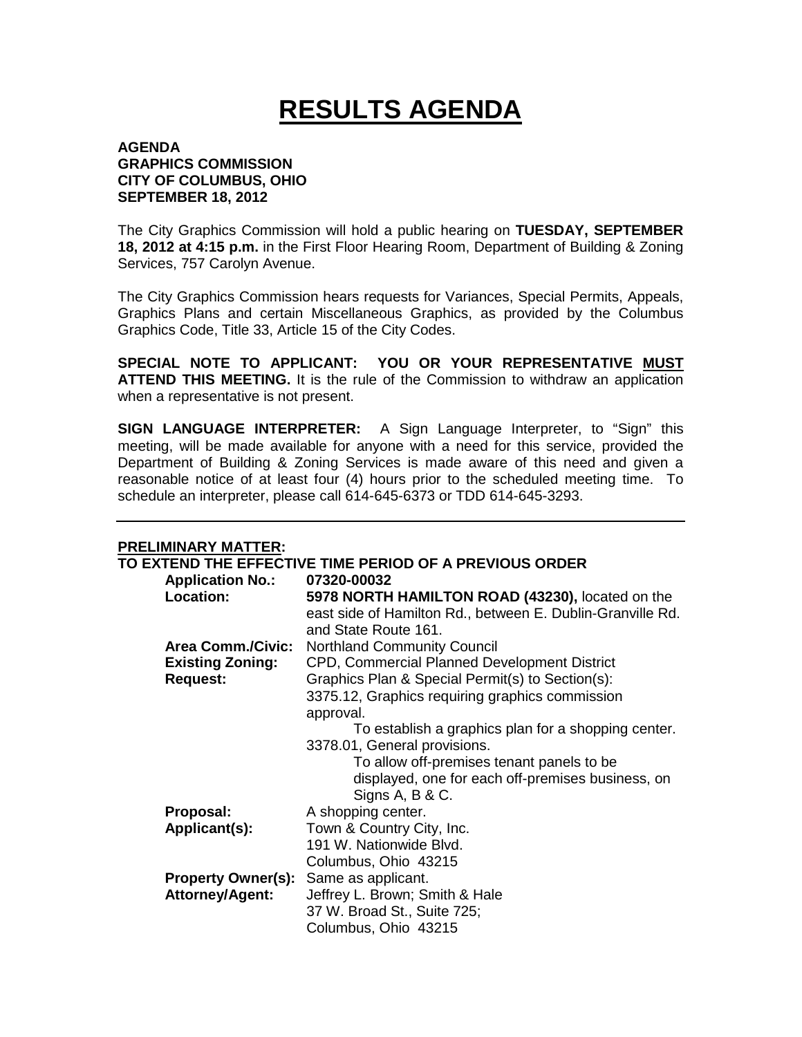# RESULTS AGENDA

**AGENDA**
**GRAPHICS COMMISSION**
**CITY OF COLUMBUS, OHIO**
**SEPTEMBER 18, 2012**

The City Graphics Commission will hold a public hearing on **TUESDAY, SEPTEMBER 18, 2012 at 4:15 p.m.** in the First Floor Hearing Room, Department of Building & Zoning Services, 757 Carolyn Avenue.

The City Graphics Commission hears requests for Variances, Special Permits, Appeals, Graphics Plans and certain Miscellaneous Graphics, as provided by the Columbus Graphics Code, Title 33, Article 15 of the City Codes.

**SPECIAL NOTE TO APPLICANT: YOU OR YOUR REPRESENTATIVE MUST ATTEND THIS MEETING.** It is the rule of the Commission to withdraw an application when a representative is not present.

**SIGN LANGUAGE INTERPRETER:** A Sign Language Interpreter, to "Sign" this meeting, will be made available for anyone with a need for this service, provided the Department of Building & Zoning Services is made aware of this need and given a reasonable notice of at least four (4) hours prior to the scheduled meeting time. To schedule an interpreter, please call 614-645-6373 or TDD 614-645-3293.

---

**PRELIMINARY MATTER:**

**TO EXTEND THE EFFECTIVE TIME PERIOD OF A PREVIOUS ORDER**

**Application No.:** **07320-00032**

**Location:** **5978 NORTH HAMILTON ROAD (43230),** located on the east side of Hamilton Rd., between E. Dublin-Granville Rd. and State Route 161.

**Area Comm./Civic:** Northland Community Council

**Existing Zoning:** CPD, Commercial Planned Development District

**Request:** Graphics Plan & Special Permit(s) to Section(s):
3375.12, Graphics requiring graphics commission approval.
To establish a graphics plan for a shopping center.
3378.01, General provisions.
To allow off-premises tenant panels to be displayed, one for each off-premises business, on Signs A, B & C.

**Proposal:** A shopping center.

**Applicant(s):** Town & Country City, Inc.
191 W. Nationwide Blvd.
Columbus, Ohio 43215

**Property Owner(s):** Same as applicant.

**Attorney/Agent:** Jeffrey L. Brown; Smith & Hale
37 W. Broad St., Suite 725;
Columbus, Ohio 43215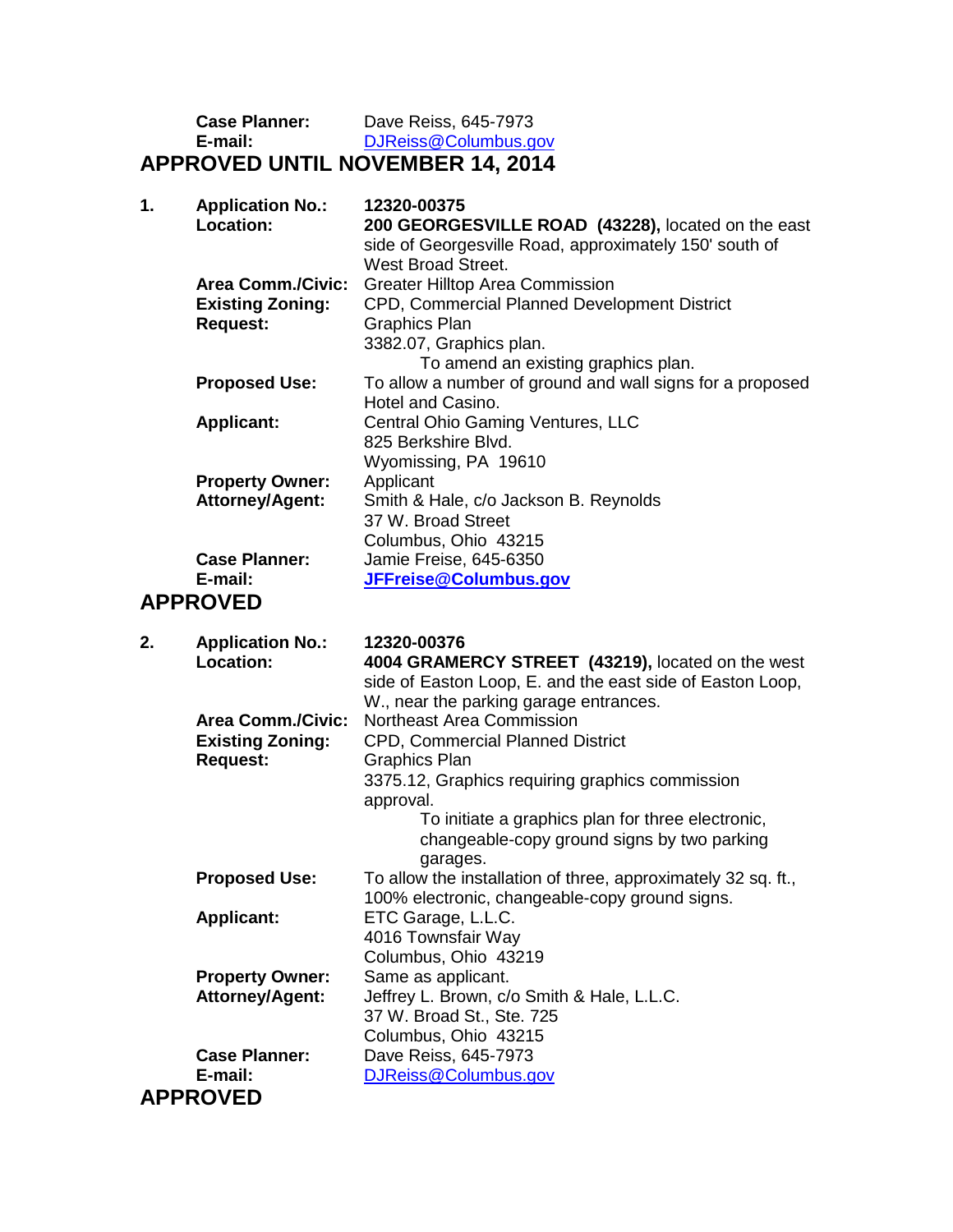**Case Planner:** Dave Reiss, 645-7973
**E-mail:** DJReiss@Columbus.gov

## APPROVED UNTIL NOVEMBER 14, 2014

**1. Application No.:** **12320-00375**
**Location:** **200 GEORGESVILLE ROAD (43228),** located on the east side of Georgesville Road, approximately 150' south of West Broad Street.
**Area Comm./Civic:** Greater Hilltop Area Commission
**Existing Zoning:** CPD, Commercial Planned Development District
**Request:** Graphics Plan
3382.07, Graphics plan.
To amend an existing graphics plan.
**Proposed Use:** To allow a number of ground and wall signs for a proposed Hotel and Casino.
**Applicant:** Central Ohio Gaming Ventures, LLC
825 Berkshire Blvd.
Wyomissing, PA 19610
**Property Owner:** Applicant
**Attorney/Agent:** Smith & Hale, c/o Jackson B. Reynolds
37 W. Broad Street
Columbus, Ohio 43215
**Case Planner:** Jamie Freise, 645-6350
**E-mail:** **JFFreise@Columbus.gov**

## APPROVED

**2. Application No.:** **12320-00376**
**Location:** **4004 GRAMERCY STREET (43219),** located on the west side of Easton Loop, E. and the east side of Easton Loop, W., near the parking garage entrances.
**Area Comm./Civic:** Northeast Area Commission
**Existing Zoning:** CPD, Commercial Planned District
**Request:** Graphics Plan
3375.12, Graphics requiring graphics commission approval.
To initiate a graphics plan for three electronic, changeable-copy ground signs by two parking garages.
**Proposed Use:** To allow the installation of three, approximately 32 sq. ft., 100% electronic, changeable-copy ground signs.
**Applicant:** ETC Garage, L.L.C.
4016 Townsfair Way
Columbus, Ohio 43219
**Property Owner:** Same as applicant.
**Attorney/Agent:** Jeffrey L. Brown, c/o Smith & Hale, L.L.C.
37 W. Broad St., Ste. 725
Columbus, Ohio 43215
**Case Planner:** Dave Reiss, 645-7973
**E-mail:** DJReiss@Columbus.gov

## APPROVED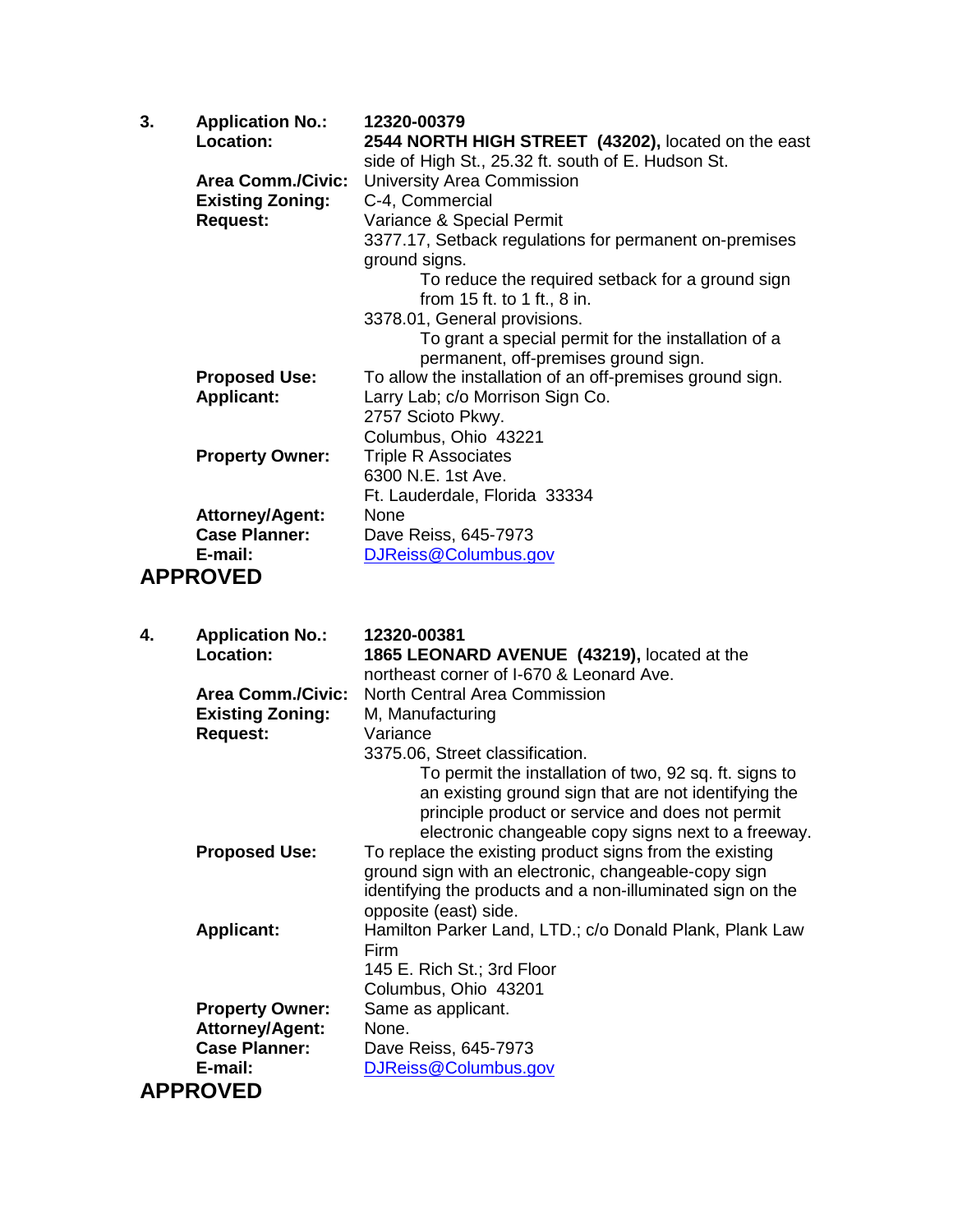**3.** **Application No.:** 12320-00379

**Location:** **2544 NORTH HIGH STREET (43202),** located on the east side of High St., 25.32 ft. south of E. Hudson St.

**Area Comm./Civic:** University Area Commission

**Existing Zoning:** C-4, Commercial

**Request:** Variance & Special Permit

3377.17, Setback regulations for permanent on-premises ground signs.

To reduce the required setback for a ground sign from 15 ft. to 1 ft., 8 in.

3378.01, General provisions.

To grant a special permit for the installation of a permanent, off-premises ground sign.

**Proposed Use:** To allow the installation of an off-premises ground sign.

**Applicant:** Larry Lab; c/o Morrison Sign Co.
2757 Scioto Pkwy.
Columbus, Ohio 43221

**Property Owner:** Triple R Associates
6300 N.E. 1st Ave.
Ft. Lauderdale, Florida 33334

**Attorney/Agent:** None

**Case Planner:** Dave Reiss, 645-7973

**E-mail:** DJReiss@Columbus.gov

**APPROVED**

**4.** **Application No.:** 12320-00381

**Location:** **1865 LEONARD AVENUE (43219),** located at the northeast corner of I-670 & Leonard Ave.

**Area Comm./Civic:** North Central Area Commission

**Existing Zoning:** M, Manufacturing

**Request:** Variance

3375.06, Street classification.

To permit the installation of two, 92 sq. ft. signs to an existing ground sign that are not identifying the principle product or service and does not permit electronic changeable copy signs next to a freeway.

**Proposed Use:** To replace the existing product signs from the existing ground sign with an electronic, changeable-copy sign identifying the products and a non-illuminated sign on the opposite (east) side.

**Applicant:** Hamilton Parker Land, LTD.; c/o Donald Plank, Plank Law Firm
145 E. Rich St.; 3rd Floor
Columbus, Ohio 43201

**Property Owner:** Same as applicant.

**Attorney/Agent:** None.

**Case Planner:** Dave Reiss, 645-7973

**E-mail:** DJReiss@Columbus.gov

**APPROVED**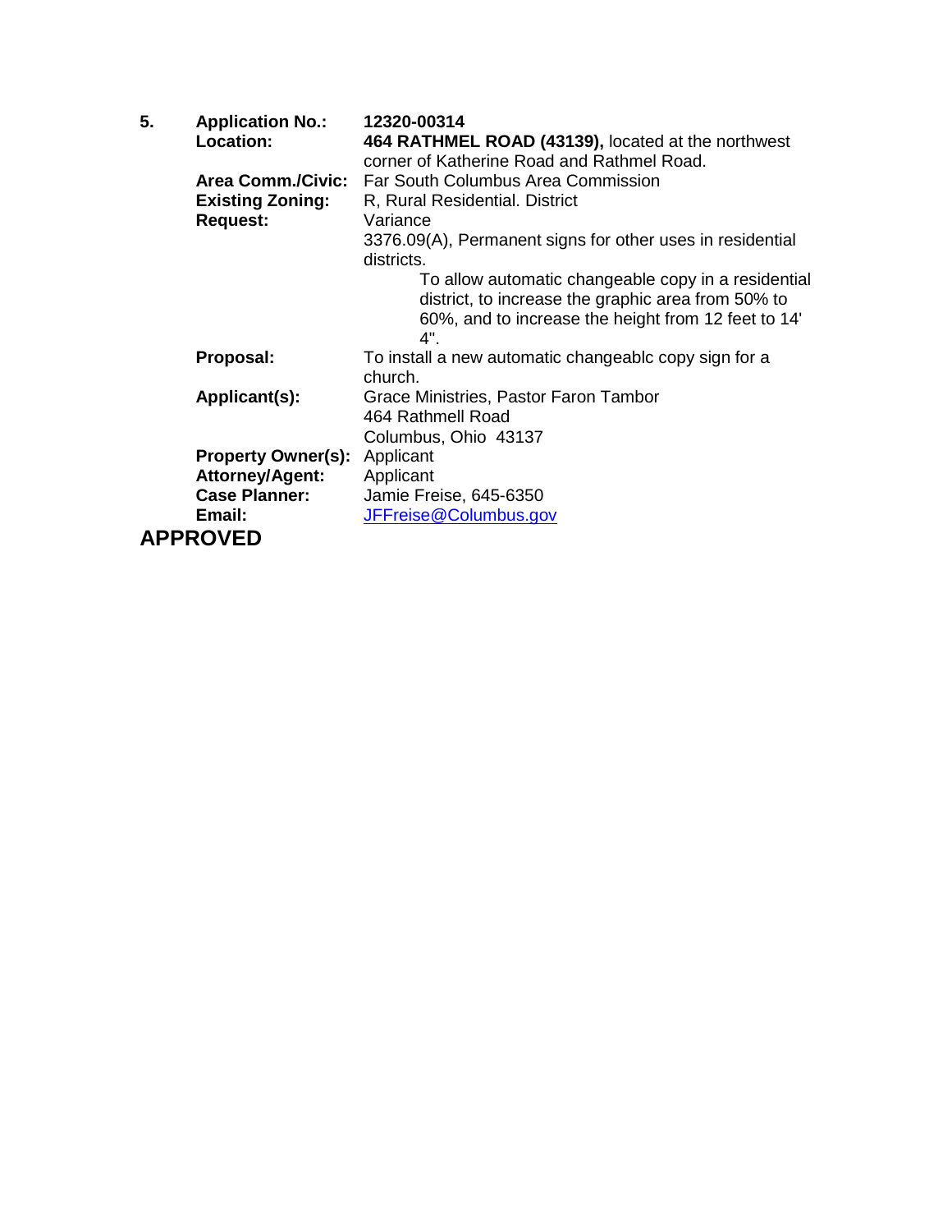5. **Application No.:** **12320-00314**

**Location:** **464 RATHMEL ROAD (43139),** located at the northwest corner of Katherine Road and Rathmel Road.

**Area Comm./Civic:** Far South Columbus Area Commission

**Existing Zoning:** R, Rural Residential. District

**Request:** Variance

3376.09(A), Permanent signs for other uses in residential districts.

To allow automatic changeable copy in a residential district, to increase the graphic area from 50% to 60%, and to increase the height from 12 feet to 14' 4".

**Proposal:** To install a new automatic changeablc copy sign for a church.

**Applicant(s):** Grace Ministries, Pastor Faron Tambor
464 Rathmell Road
Columbus, Ohio 43137

**Property Owner(s):** Applicant

**Attorney/Agent:** Applicant

**Case Planner:** Jamie Freise, 645-6350

**Email:** JFFreise@Columbus.gov

**APPROVED**